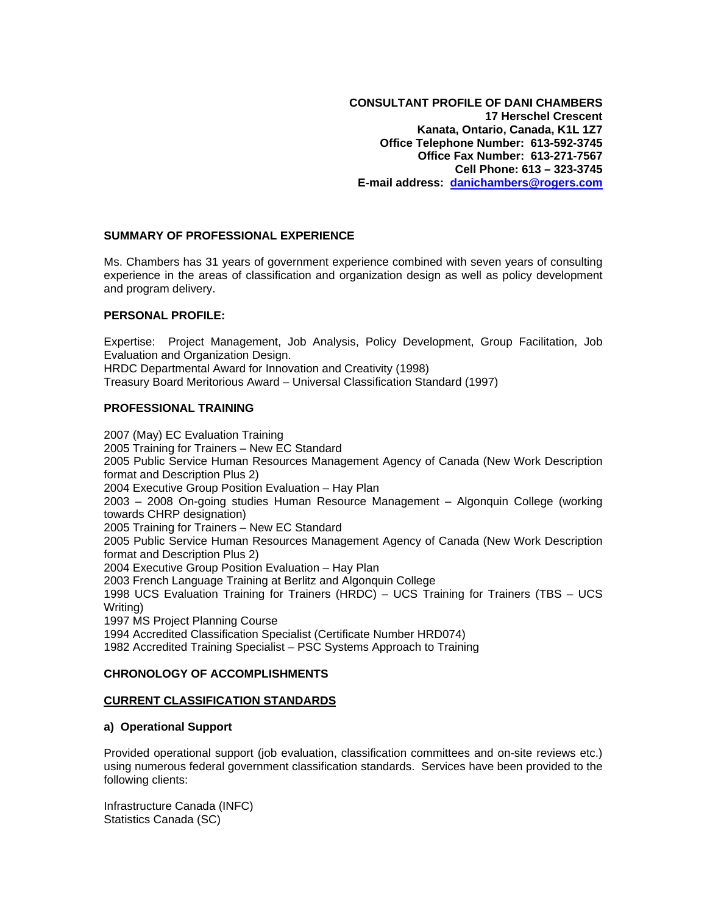**CONSULTANT PROFILE OF DANI CHAMBERS**
**17 Herschel Crescent**
**Kanata, Ontario, Canada, K1L 1Z7**
**Office Telephone Number: 613-592-3745**
**Office Fax Number: 613-271-7567**
**Cell Phone: 613 – 323-3745**
**E-mail address: danichambers@rogers.com**

## SUMMARY OF PROFESSIONAL EXPERIENCE

Ms. Chambers has 31 years of government experience combined with seven years of consulting experience in the areas of classification and organization design as well as policy development and program delivery.

## PERSONAL PROFILE:

Expertise: Project Management, Job Analysis, Policy Development, Group Facilitation, Job Evaluation and Organization Design.
HRDC Departmental Award for Innovation and Creativity (1998)
Treasury Board Meritorious Award – Universal Classification Standard (1997)

## PROFESSIONAL TRAINING

2007 (May) EC Evaluation Training
2005 Training for Trainers – New EC Standard
2005 Public Service Human Resources Management Agency of Canada (New Work Description format and Description Plus 2)
2004 Executive Group Position Evaluation – Hay Plan
2003 – 2008 On-going studies Human Resource Management – Algonquin College (working towards CHRP designation)
2005 Training for Trainers – New EC Standard
2005 Public Service Human Resources Management Agency of Canada (New Work Description format and Description Plus 2)
2004 Executive Group Position Evaluation – Hay Plan
2003 French Language Training at Berlitz and Algonquin College
1998 UCS Evaluation Training for Trainers (HRDC) – UCS Training for Trainers (TBS – UCS Writing)
1997 MS Project Planning Course
1994 Accredited Classification Specialist (Certificate Number HRD074)
1982 Accredited Training Specialist – PSC Systems Approach to Training

## CHRONOLOGY OF ACCOMPLISHMENTS

### CURRENT CLASSIFICATION STANDARDS

#### a) Operational Support

Provided operational support (job evaluation, classification committees and on-site reviews etc.) using numerous federal government classification standards. Services have been provided to the following clients:

Infrastructure Canada (INFC)
Statistics Canada (SC)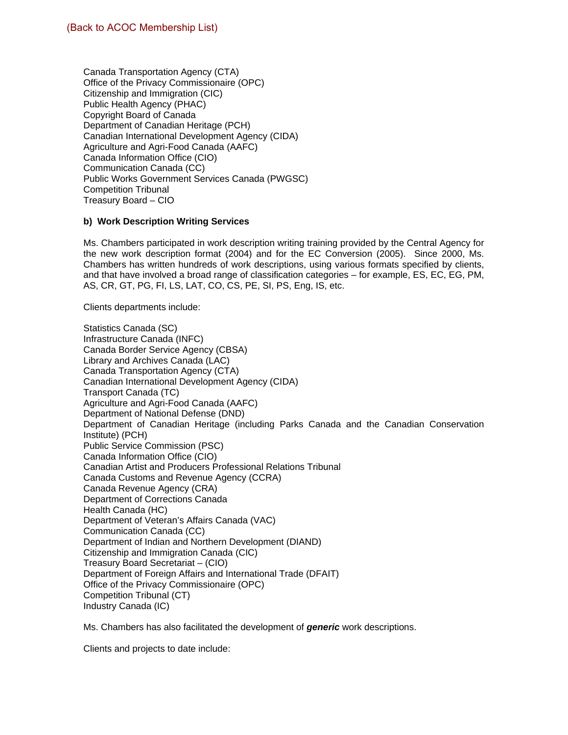(Back to ACOC Membership List)

Canada Transportation Agency (CTA)
Office of the Privacy Commissionaire (OPC)
Citizenship and Immigration (CIC)
Public Health Agency (PHAC)
Copyright Board of Canada
Department of Canadian Heritage (PCH)
Canadian International Development Agency (CIDA)
Agriculture and Agri-Food Canada (AAFC)
Canada Information Office (CIO)
Communication Canada (CC)
Public Works Government Services Canada (PWGSC)
Competition Tribunal
Treasury Board – CIO

**b) Work Description Writing Services**

Ms. Chambers participated in work description writing training provided by the Central Agency for the new work description format (2004) and for the EC Conversion (2005). Since 2000, Ms. Chambers has written hundreds of work descriptions, using various formats specified by clients, and that have involved a broad range of classification categories – for example, ES, EC, EG, PM, AS, CR, GT, PG, FI, LS, LAT, CO, CS, PE, SI, PS, Eng, IS, etc.

Clients departments include:

Statistics Canada (SC)
Infrastructure Canada (INFC)
Canada Border Service Agency (CBSA)
Library and Archives Canada (LAC)
Canada Transportation Agency (CTA)
Canadian International Development Agency (CIDA)
Transport Canada (TC)
Agriculture and Agri-Food Canada (AAFC)
Department of National Defense (DND)
Department of Canadian Heritage (including Parks Canada and the Canadian Conservation Institute) (PCH)
Public Service Commission (PSC)
Canada Information Office (CIO)
Canadian Artist and Producers Professional Relations Tribunal
Canada Customs and Revenue Agency (CCRA)
Canada Revenue Agency (CRA)
Department of Corrections Canada
Health Canada (HC)
Department of Veteran's Affairs Canada (VAC)
Communication Canada (CC)
Department of Indian and Northern Development (DIAND)
Citizenship and Immigration Canada (CIC)
Treasury Board Secretariat – (CIO)
Department of Foreign Affairs and International Trade (DFAIT)
Office of the Privacy Commissionaire (OPC)
Competition Tribunal (CT)
Industry Canada (IC)

Ms. Chambers has also facilitated the development of ***generic*** work descriptions.

Clients and projects to date include: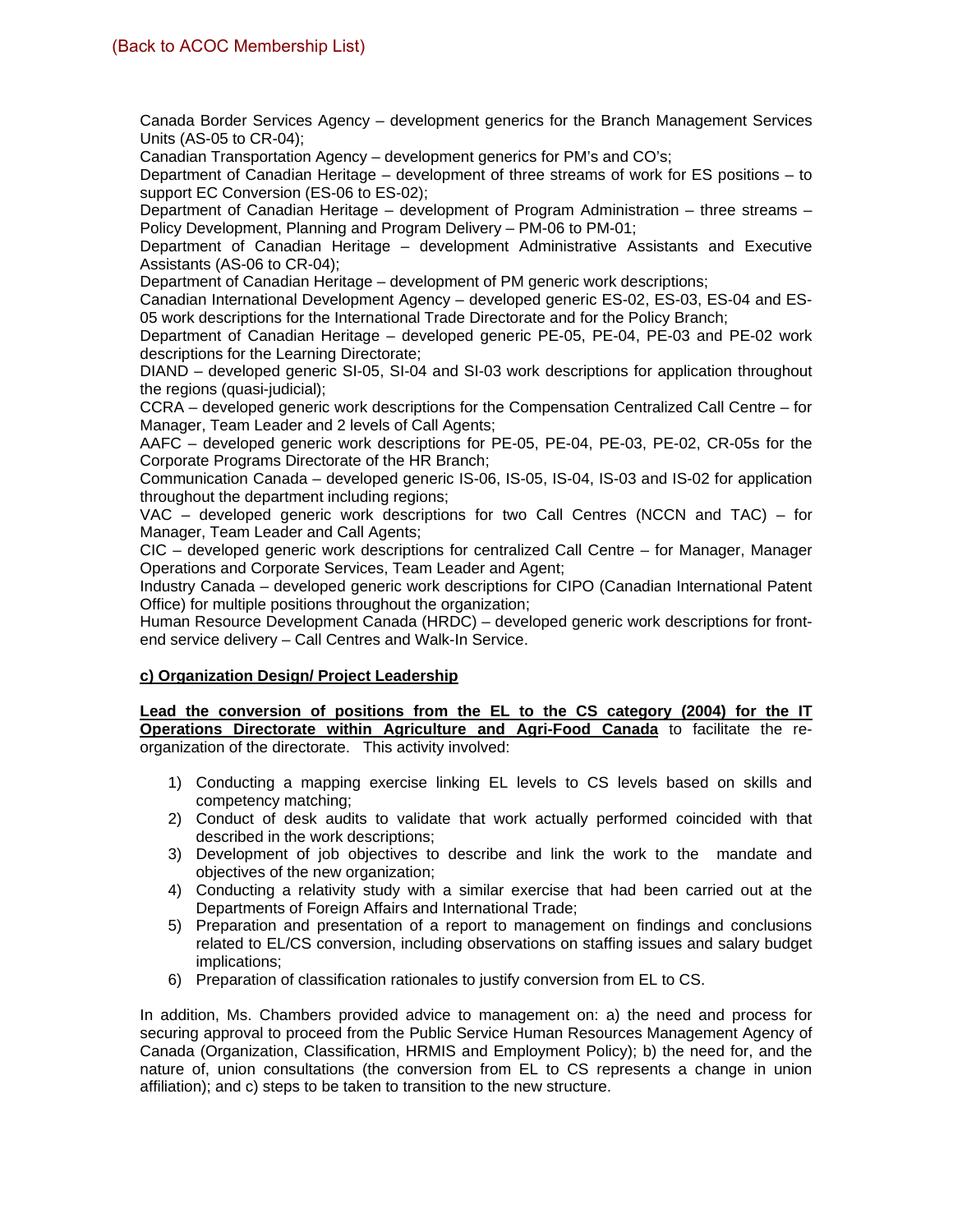(Back to ACOC Membership List)

Canada Border Services Agency – development generics for the Branch Management Services Units (AS-05 to CR-04);
Canadian Transportation Agency – development generics for PM's and CO's;
Department of Canadian Heritage – development of three streams of work for ES positions – to support EC Conversion (ES-06 to ES-02);
Department of Canadian Heritage – development of Program Administration – three streams – Policy Development, Planning and Program Delivery – PM-06 to PM-01;
Department of Canadian Heritage – development Administrative Assistants and Executive Assistants (AS-06 to CR-04);
Department of Canadian Heritage – development of PM generic work descriptions;
Canadian International Development Agency – developed generic ES-02, ES-03, ES-04 and ES-05 work descriptions for the International Trade Directorate and for the Policy Branch;
Department of Canadian Heritage – developed generic PE-05, PE-04, PE-03 and PE-02 work descriptions for the Learning Directorate;
DIAND – developed generic SI-05, SI-04 and SI-03 work descriptions for application throughout the regions (quasi-judicial);
CCRA – developed generic work descriptions for the Compensation Centralized Call Centre – for Manager, Team Leader and 2 levels of Call Agents;
AAFC – developed generic work descriptions for PE-05, PE-04, PE-03, PE-02, CR-05s for the Corporate Programs Directorate of the HR Branch;
Communication Canada – developed generic IS-06, IS-05, IS-04, IS-03 and IS-02 for application throughout the department including regions;
VAC – developed generic work descriptions for two Call Centres (NCCN and TAC) – for Manager, Team Leader and Call Agents;
CIC – developed generic work descriptions for centralized Call Centre – for Manager, Manager Operations and Corporate Services, Team Leader and Agent;
Industry Canada – developed generic work descriptions for CIPO (Canadian International Patent Office) for multiple positions throughout the organization;
Human Resource Development Canada (HRDC) – developed generic work descriptions for front-end service delivery – Call Centres and Walk-In Service.

**c) Organization Design/ Project Leadership**

**Lead the conversion of positions from the EL to the CS category (2004) for the IT Operations Directorate within Agriculture and Agri-Food Canada** to facilitate the re-organization of the directorate. This activity involved:

1) Conducting a mapping exercise linking EL levels to CS levels based on skills and competency matching;
2) Conduct of desk audits to validate that work actually performed coincided with that described in the work descriptions;
3) Development of job objectives to describe and link the work to the mandate and objectives of the new organization;
4) Conducting a relativity study with a similar exercise that had been carried out at the Departments of Foreign Affairs and International Trade;
5) Preparation and presentation of a report to management on findings and conclusions related to EL/CS conversion, including observations on staffing issues and salary budget implications;
6) Preparation of classification rationales to justify conversion from EL to CS.

In addition, Ms. Chambers provided advice to management on: a) the need and process for securing approval to proceed from the Public Service Human Resources Management Agency of Canada (Organization, Classification, HRMIS and Employment Policy); b) the need for, and the nature of, union consultations (the conversion from EL to CS represents a change in union affiliation); and c) steps to be taken to transition to the new structure.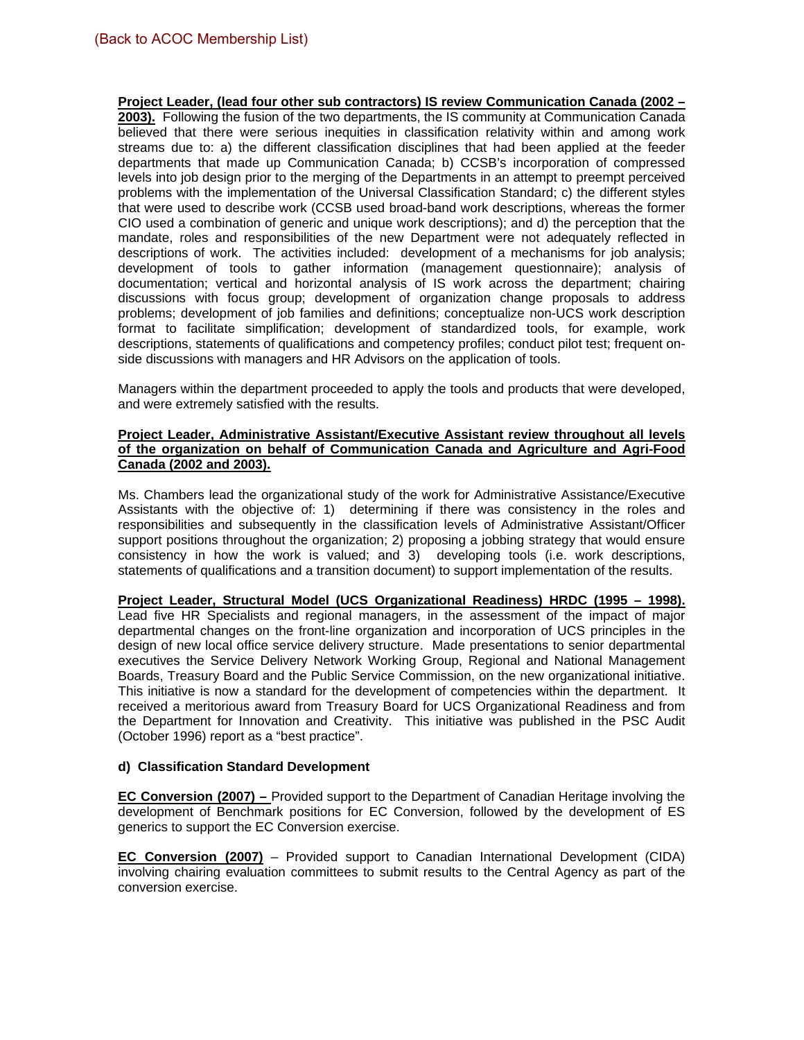(Back to ACOC Membership List)

**Project Leader, (lead four other sub contractors) IS review Communication Canada (2002 – 2003).** Following the fusion of the two departments, the IS community at Communication Canada believed that there were serious inequities in classification relativity within and among work streams due to: a) the different classification disciplines that had been applied at the feeder departments that made up Communication Canada; b) CCSB's incorporation of compressed levels into job design prior to the merging of the Departments in an attempt to preempt perceived problems with the implementation of the Universal Classification Standard; c) the different styles that were used to describe work (CCSB used broad-band work descriptions, whereas the former CIO used a combination of generic and unique work descriptions); and d) the perception that the mandate, roles and responsibilities of the new Department were not adequately reflected in descriptions of work. The activities included: development of a mechanisms for job analysis; development of tools to gather information (management questionnaire); analysis of documentation; vertical and horizontal analysis of IS work across the department; chairing discussions with focus group; development of organization change proposals to address problems; development of job families and definitions; conceptualize non-UCS work description format to facilitate simplification; development of standardized tools, for example, work descriptions, statements of qualifications and competency profiles; conduct pilot test; frequent on-side discussions with managers and HR Advisors on the application of tools.

Managers within the department proceeded to apply the tools and products that were developed, and were extremely satisfied with the results.

**Project Leader, Administrative Assistant/Executive Assistant review throughout all levels of the organization on behalf of Communication Canada and Agriculture and Agri-Food Canada (2002 and 2003).**

Ms. Chambers lead the organizational study of the work for Administrative Assistance/Executive Assistants with the objective of: 1) determining if there was consistency in the roles and responsibilities and subsequently in the classification levels of Administrative Assistant/Officer support positions throughout the organization; 2) proposing a jobbing strategy that would ensure consistency in how the work is valued; and 3) developing tools (i.e. work descriptions, statements of qualifications and a transition document) to support implementation of the results.

**Project Leader, Structural Model (UCS Organizational Readiness) HRDC (1995 – 1998).** Lead five HR Specialists and regional managers, in the assessment of the impact of major departmental changes on the front-line organization and incorporation of UCS principles in the design of new local office service delivery structure. Made presentations to senior departmental executives the Service Delivery Network Working Group, Regional and National Management Boards, Treasury Board and the Public Service Commission, on the new organizational initiative. This initiative is now a standard for the development of competencies within the department. It received a meritorious award from Treasury Board for UCS Organizational Readiness and from the Department for Innovation and Creativity. This initiative was published in the PSC Audit (October 1996) report as a "best practice".

**d) Classification Standard Development**

**EC Conversion (2007) –** Provided support to the Department of Canadian Heritage involving the development of Benchmark positions for EC Conversion, followed by the development of ES generics to support the EC Conversion exercise.

**EC Conversion (2007)** – Provided support to Canadian International Development (CIDA) involving chairing evaluation committees to submit results to the Central Agency as part of the conversion exercise.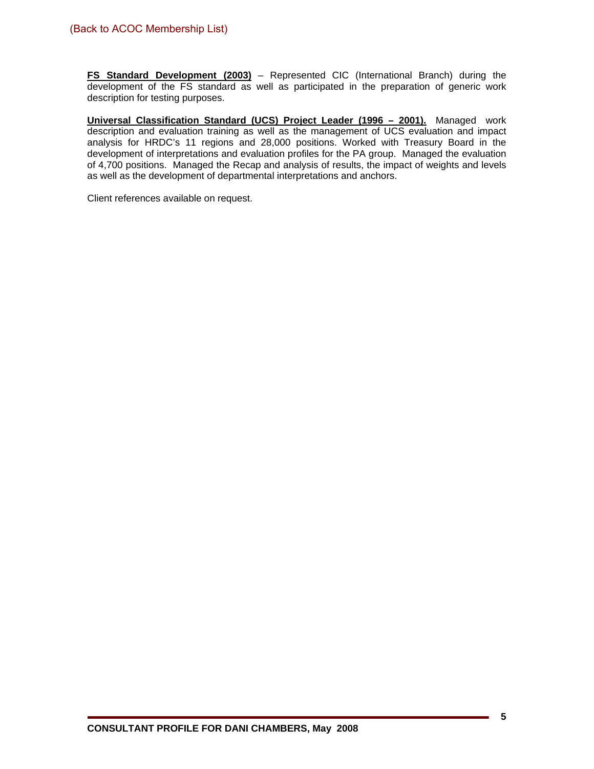(Back to ACOC Membership List)

**FS Standard Development (2003)** – Represented CIC (International Branch) during the development of the FS standard as well as participated in the preparation of generic work description for testing purposes.

**Universal Classification Standard (UCS) Project Leader (1996 – 2001).** Managed work description and evaluation training as well as the management of UCS evaluation and impact analysis for HRDC's 11 regions and 28,000 positions. Worked with Treasury Board in the development of interpretations and evaluation profiles for the PA group. Managed the evaluation of 4,700 positions. Managed the Recap and analysis of results, the impact of weights and levels as well as the development of departmental interpretations and anchors.

Client references available on request.